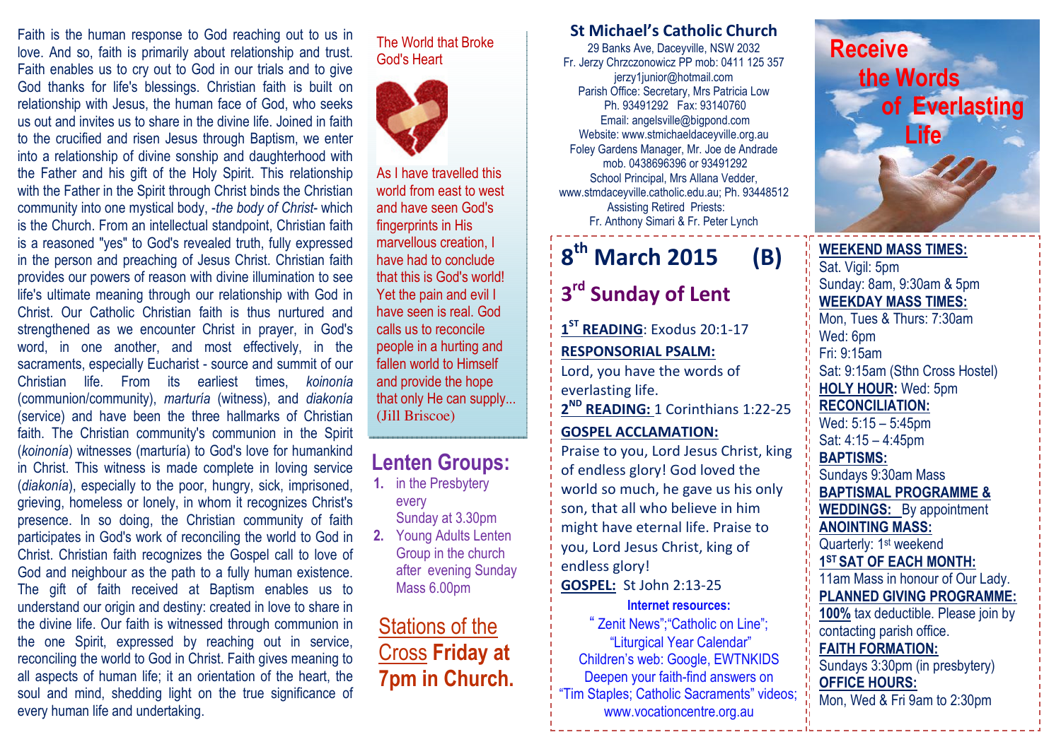Faith is the human response to God reaching out to us in love. And so, faith is primarily about relationship and trust. Faith enables us to cry out to God in our trials and to give God thanks for life's blessings. Christian faith is built on relationship with Jesus, the human face of God, who seeks us out and invites us to share in the divine life. Joined in faith to the crucified and risen Jesus through Baptism, we enter into a relationship of divine sonship and daughterhood with the Father and his gift of the Holy Spirit. This relationship with the Father in the Spirit through Christ binds the Christian community into one mystical body, -*the body of Christ*- which is the Church. From an intellectual standpoint, Christian faith is a reasoned "yes" to God's revealed truth, fully expressed in the person and preaching of Jesus Christ. Christian faith provides our powers of reason with divine illumination to see life's ultimate meaning through our relationship with God in Christ. Our Catholic Christian faith is thus nurtured and strengthened as we encounter Christ in prayer, in God's word, in one another, and most effectively, in the sacraments, especially Eucharist - source and summit of our Christian life. From its earliest times, *koinonía* (communion/community), *marturía* (witness), and *diakonía* (service) and have been the three hallmarks of Christian faith. The Christian community's communion in the Spirit (*koinonía*) witnesses (marturía) to God's love for humankind in Christ. This witness is made complete in loving service (*diakonía*), especially to the poor, hungry, sick, imprisoned, grieving, homeless or lonely, in whom it recognizes Christ's presence. In so doing, the Christian community of faith participates in God's work of reconciling the world to God in Christ. Christian faith recognizes the Gospel call to love of God and neighbour as the path to a fully human existence. The gift of faith received at Baptism enables us to understand our origin and destiny: created in love to share in the divine life. Our faith is witnessed through communion in the one Spirit, expressed by reaching out in service, reconciling the world to God in Christ. Faith gives meaning to all aspects of human life; it an orientation of the heart, the soul and mind, shedding light on the true significance of every human life and undertaking.

The World that Broke God's Heart

As I have travelled this world from east to west and have seen God's fingerprints in His marvellous creation, I have had to conclude that this is God's world! Yet the pain and evil I have seen is real. God calls us to reconcile people in a hurting and fallen world to Himself and provide the hope that only He can supply... (Jill Briscoe)

## Lenten Groups:

1. in the Presbytery every Sunday at 3.30pm
2. Young Adults Lenten Group in the church after evening Sunday Mass 6.00pm

**Stations of the Cross Friday at 7pm in Church.**

## St Michael's Catholic Church

29 Banks Ave, Daceyville, NSW 2032
Fr. Jerzy Chrzczonowicz PP mob: 0411 125 357
jerzy1junior@hotmail.com
Parish Office: Secretary, Mrs Patricia Low
Ph. 93491292 Fax: 93140760
Email: angelsville@bigpond.com
Website: www.stmichaeldaceyville.org.au
Foley Gardens Manager, Mr. Joe de Andrade
mob. 0438696396 or 93491292
School Principal, Mrs Allana Vedder,
www.stmdaceyville.catholic.edu.au; Ph. 93448512
Assisting Retired Priests:
Fr. Anthony Simari & Fr. Peter Lynch

# Receive the Words of Everlasting Life

# 8th March 2015 (B)

## 3rd Sunday of Lent

**1ST READING**: Exodus 20:1-17

**RESPONSORIAL PSALM:**
Lord, you have the words of everlasting life.

**2ND READING:** 1 Corinthians 1:22-25

**GOSPEL ACCLAMATION:**
Praise to you, Lord Jesus Christ, king of endless glory! God loved the world so much, he gave us his only son, that all who believe in him might have eternal life. Praise to you, Lord Jesus Christ, king of endless glory!

**GOSPEL:** St John 2:13-25

**Internet resources:**
" Zenit News";"Catholic on Line"; "Liturgical Year Calendar"
Children's web: Google, EWTNKIDS
Deepen your faith-find answers on "Tim Staples; Catholic Sacraments" videos;
www.vocationcentre.org.au

**WEEKEND MASS TIMES:**
Sat. Vigil: 5pm
Sunday: 8am, 9:30am & 5pm

**WEEKDAY MASS TIMES:**
Mon, Tues & Thurs: 7:30am
Wed: 6pm
Fri: 9:15am
Sat: 9:15am (Sthn Cross Hostel)

**HOLY HOUR:** Wed: 5pm

**RECONCILIATION:**
Wed: 5:15 – 5:45pm
Sat: 4:15 – 4:45pm

**BAPTISMS:**
Sundays 9:30am Mass

**BAPTISMAL PROGRAMME & WEDDINGS:** By appointment

**ANOINTING MASS:**
Quarterly: 1st weekend

**1ST SAT OF EACH MONTH:**
11am Mass in honour of Our Lady.

**PLANNED GIVING PROGRAMME:**
**100%** tax deductible. Please join by contacting parish office.

**FAITH FORMATION:**
Sundays 3:30pm (in presbytery)

**OFFICE HOURS:**
Mon, Wed & Fri 9am to 2:30pm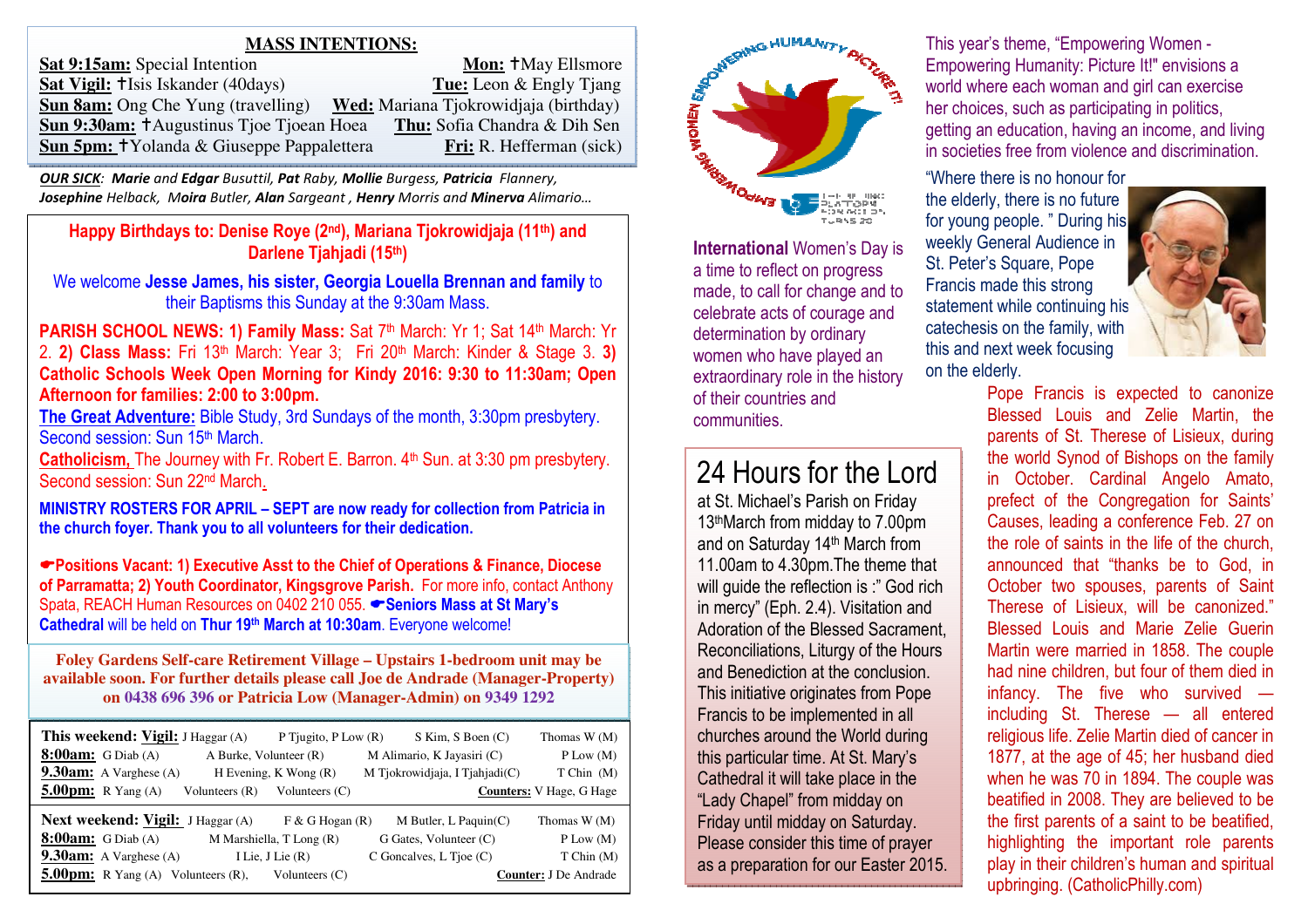## MASS INTENTIONS:

| | |
|---|---|
| **Sat 9:15am:** Special Intention | **Mon:** †May Ellsmore |
| **Sat Vigil:** †Isis Iskander (40days) | **Tue:** Leon & Engly Tjang |
| **Sun 8am:** Ong Che Yung (travelling) | **Wed:** Mariana Tjokrowidjaja (birthday) |
| **Sun 9:30am:** †Augustinus Tjoe Tjoean Hoea | **Thu:** Sofia Chandra & Dih Sen |
| **Sun 5pm:** †Yolanda & Giuseppe Pappalettera | **Fri:** R. Hefferman (sick) |

***OUR SICK****: **Marie** and **Edgar** Busuttil, **Pat** Raby, **Mollie** Burgess, **Patricia** Flannery, **Josephine** Helback, **Moira** Butler, **Alan** Sargeant , **Henry** Morris and **Minerva** Alimario…*

**Happy Birthdays to: Denise Roye (2nd), Mariana Tjokrowidjaja (11th) and Darlene Tjahjadi (15th)**

We welcome **Jesse James, his sister, Georgia Louella Brennan and family** to their Baptisms this Sunday at the 9:30am Mass.

**PARISH SCHOOL NEWS: 1) Family Mass:** Sat 7th March: Yr 1; Sat 14th March: Yr 2. **2) Class Mass:** Fri 13th March: Year 3; Fri 20th March: Kinder & Stage 3. **3) Catholic Schools Week Open Morning for Kindy 2016: 9:30 to 11:30am; Open Afternoon for families: 2:00 to 3:00pm.**

**The Great Adventure:** Bible Study, 3rd Sundays of the month, 3:30pm presbytery. Second session: Sun 15th March.

**Catholicism,** The Journey with Fr. Robert E. Barron. 4th Sun. at 3:30 pm presbytery. Second session: Sun 22nd March.

**MINISTRY ROSTERS FOR APRIL – SEPT are now ready for collection from Patricia in the church foyer. Thank you to all volunteers for their dedication.**

☛**Positions Vacant: 1) Executive Asst to the Chief of Operations & Finance, Diocese of Parramatta; 2) Youth Coordinator, Kingsgrove Parish.** For more info, contact Anthony Spata, REACH Human Resources on 0402 210 055. ☛**Seniors Mass at St Mary's Cathedral** will be held on **Thur 19th March at 10:30am**. Everyone welcome!

**Foley Gardens Self-care Retirement Village – Upstairs 1-bedroom unit may be available soon. For further details please call Joe de Andrade (Manager-Property) on 0438 696 396 or Patricia Low (Manager-Admin) on 9349 1292**

| | | | | |
|---|---|---|---|---|
| **This weekend: Vigil:** | J Haggar (A) | P Tjugito, P Low (R) | S Kim, S Boen (C) | Thomas W (M) |
| **8:00am:** | G Diab (A) | A Burke, Volunteer (R) | M Alimario, K Jayasiri (C) | P Low (M) |
| **9.30am:** | A Varghese (A) | H Evening, K Wong (R) | M Tjokrowidjaja, I Tjahjadi(C) | T Chin (M) |
| **5.00pm:** | R Yang (A) | Volunteers (R) | Volunteers (C) | **Counters:** V Hage, G Hage |
| **Next weekend: Vigil:** | J Haggar (A) | F & G Hogan (R) | M Butler, L Paquin(C) | Thomas W (M) |
| **8:00am:** | G Diab (A) | M Marshiella, T Long (R) | G Gates, Volunteer (C) | P Low (M) |
| **9.30am:** | A Varghese (A) | I Lie, J Lie (R) | C Goncalves, L Tjoe (C) | T Chin (M) |
| **5.00pm:** | R Yang (A) | Volunteers (R), | Volunteers (C) | **Counter:** J De Andrade |

**International** Women's Day is a time to reflect on progress made, to call for change and to celebrate acts of courage and determination by ordinary women who have played an extraordinary role in the history of their countries and communities.

This year's theme, "Empowering Women - Empowering Humanity: Picture It!" envisions a world where each woman and girl can exercise her choices, such as participating in politics, getting an education, having an income, and living in societies free from violence and discrimination.

# 24 Hours for the Lord

at St. Michael's Parish on Friday 13thMarch from midday to 7.00pm and on Saturday 14th March from 11.00am to 4.30pm.The theme that will guide the reflection is :" God rich in mercy" (Eph. 2.4). Visitation and Adoration of the Blessed Sacrament, Reconciliations, Liturgy of the Hours and Benediction at the conclusion. This initiative originates from Pope Francis to be implemented in all churches around the World during this particular time. At St. Mary's Cathedral it will take place in the "Lady Chapel" from midday on Friday until midday on Saturday. Please consider this time of prayer as a preparation for our Easter 2015.

"Where there is no honour for the elderly, there is no future for young people. " During his weekly General Audience in St. Peter's Square, Pope Francis made this strong statement while continuing his catechesis on the family, with this and next week focusing on the elderly.

Pope Francis is expected to canonize Blessed Louis and Zelie Martin, the parents of St. Therese of Lisieux, during the world Synod of Bishops on the family in October. Cardinal Angelo Amato, prefect of the Congregation for Saints' Causes, leading a conference Feb. 27 on the role of saints in the life of the church, announced that "thanks be to God, in October two spouses, parents of Saint Therese of Lisieux, will be canonized." Blessed Louis and Marie Zelie Guerin Martin were married in 1858. The couple had nine children, but four of them died in infancy. The five who survived — including St. Therese — all entered religious life. Zelie Martin died of cancer in 1877, at the age of 45; her husband died when he was 70 in 1894. The couple was beatified in 2008. They are believed to be the first parents of a saint to be beatified, highlighting the important role parents play in their children's human and spiritual upbringing. (CatholicPhilly.com)